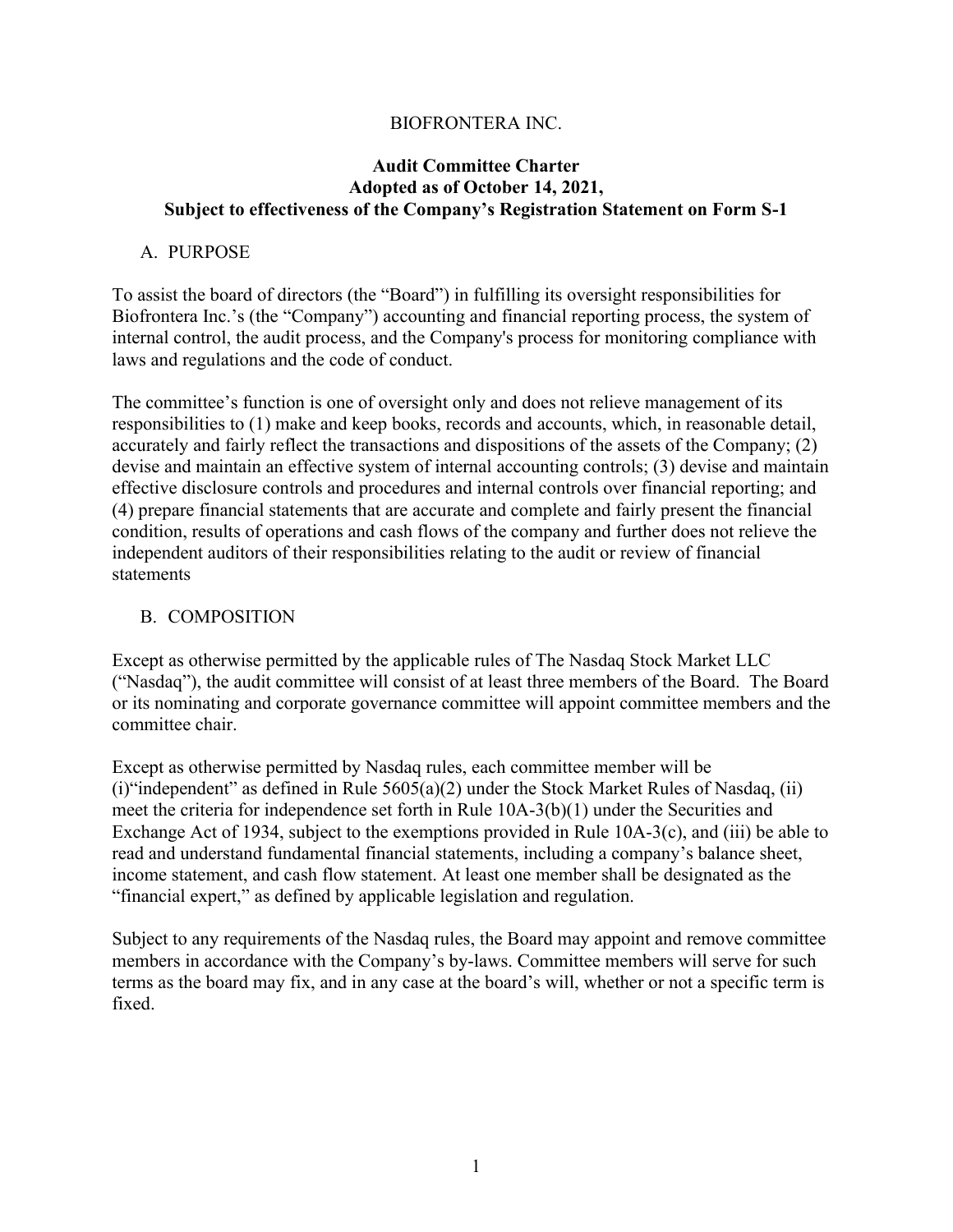# BIOFRONTERA INC.

## Audit Committee Charter
## Adopted as of October 14, 2021,
## Subject to effectiveness of the Company's Registration Statement on Form S-1

### A. PURPOSE

To assist the board of directors (the "Board") in fulfilling its oversight responsibilities for Biofrontera Inc.'s (the "Company") accounting and financial reporting process, the system of internal control, the audit process, and the Company's process for monitoring compliance with laws and regulations and the code of conduct.

The committee's function is one of oversight only and does not relieve management of its responsibilities to (1) make and keep books, records and accounts, which, in reasonable detail, accurately and fairly reflect the transactions and dispositions of the assets of the Company; (2) devise and maintain an effective system of internal accounting controls; (3) devise and maintain effective disclosure controls and procedures and internal controls over financial reporting; and (4) prepare financial statements that are accurate and complete and fairly present the financial condition, results of operations and cash flows of the company and further does not relieve the independent auditors of their responsibilities relating to the audit or review of financial statements

### B. COMPOSITION

Except as otherwise permitted by the applicable rules of The Nasdaq Stock Market LLC ("Nasdaq"), the audit committee will consist of at least three members of the Board. The Board or its nominating and corporate governance committee will appoint committee members and the committee chair.

Except as otherwise permitted by Nasdaq rules, each committee member will be (i)"independent" as defined in Rule 5605(a)(2) under the Stock Market Rules of Nasdaq, (ii) meet the criteria for independence set forth in Rule 10A-3(b)(1) under the Securities and Exchange Act of 1934, subject to the exemptions provided in Rule 10A-3(c), and (iii) be able to read and understand fundamental financial statements, including a company's balance sheet, income statement, and cash flow statement. At least one member shall be designated as the "financial expert," as defined by applicable legislation and regulation.

Subject to any requirements of the Nasdaq rules, the Board may appoint and remove committee members in accordance with the Company's by-laws. Committee members will serve for such terms as the board may fix, and in any case at the board's will, whether or not a specific term is fixed.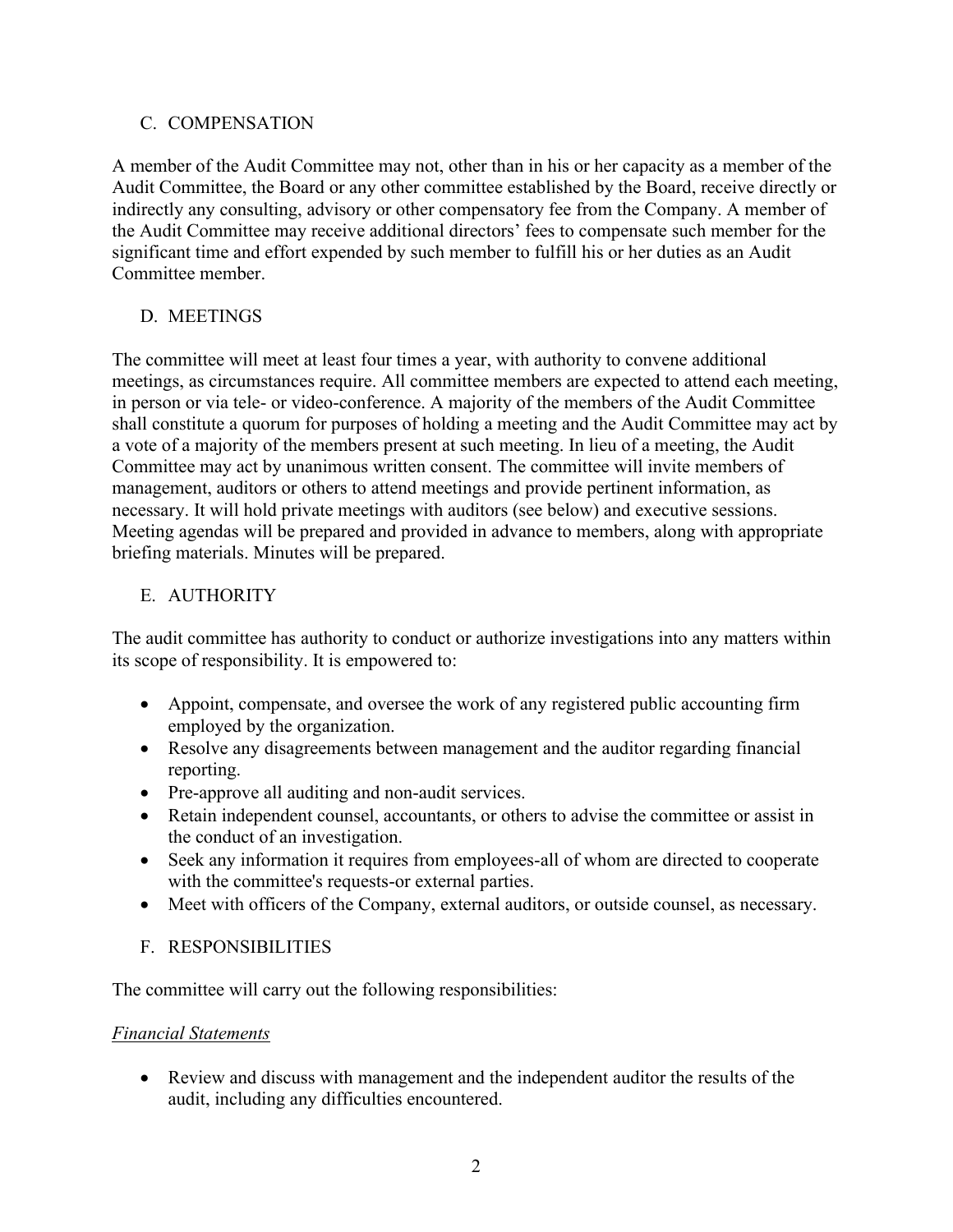## C. COMPENSATION

A member of the Audit Committee may not, other than in his or her capacity as a member of the Audit Committee, the Board or any other committee established by the Board, receive directly or indirectly any consulting, advisory or other compensatory fee from the Company. A member of the Audit Committee may receive additional directors' fees to compensate such member for the significant time and effort expended by such member to fulfill his or her duties as an Audit Committee member.

## D. MEETINGS

The committee will meet at least four times a year, with authority to convene additional meetings, as circumstances require. All committee members are expected to attend each meeting, in person or via tele- or video-conference. A majority of the members of the Audit Committee shall constitute a quorum for purposes of holding a meeting and the Audit Committee may act by a vote of a majority of the members present at such meeting. In lieu of a meeting, the Audit Committee may act by unanimous written consent. The committee will invite members of management, auditors or others to attend meetings and provide pertinent information, as necessary. It will hold private meetings with auditors (see below) and executive sessions. Meeting agendas will be prepared and provided in advance to members, along with appropriate briefing materials. Minutes will be prepared.

## E. AUTHORITY

The audit committee has authority to conduct or authorize investigations into any matters within its scope of responsibility. It is empowered to:

- Appoint, compensate, and oversee the work of any registered public accounting firm employed by the organization.
- Resolve any disagreements between management and the auditor regarding financial reporting.
- Pre-approve all auditing and non-audit services.
- Retain independent counsel, accountants, or others to advise the committee or assist in the conduct of an investigation.
- Seek any information it requires from employees-all of whom are directed to cooperate with the committee's requests-or external parties.
- Meet with officers of the Company, external auditors, or outside counsel, as necessary.

## F. RESPONSIBILITIES

The committee will carry out the following responsibilities:

*Financial Statements*

- Review and discuss with management and the independent auditor the results of the audit, including any difficulties encountered.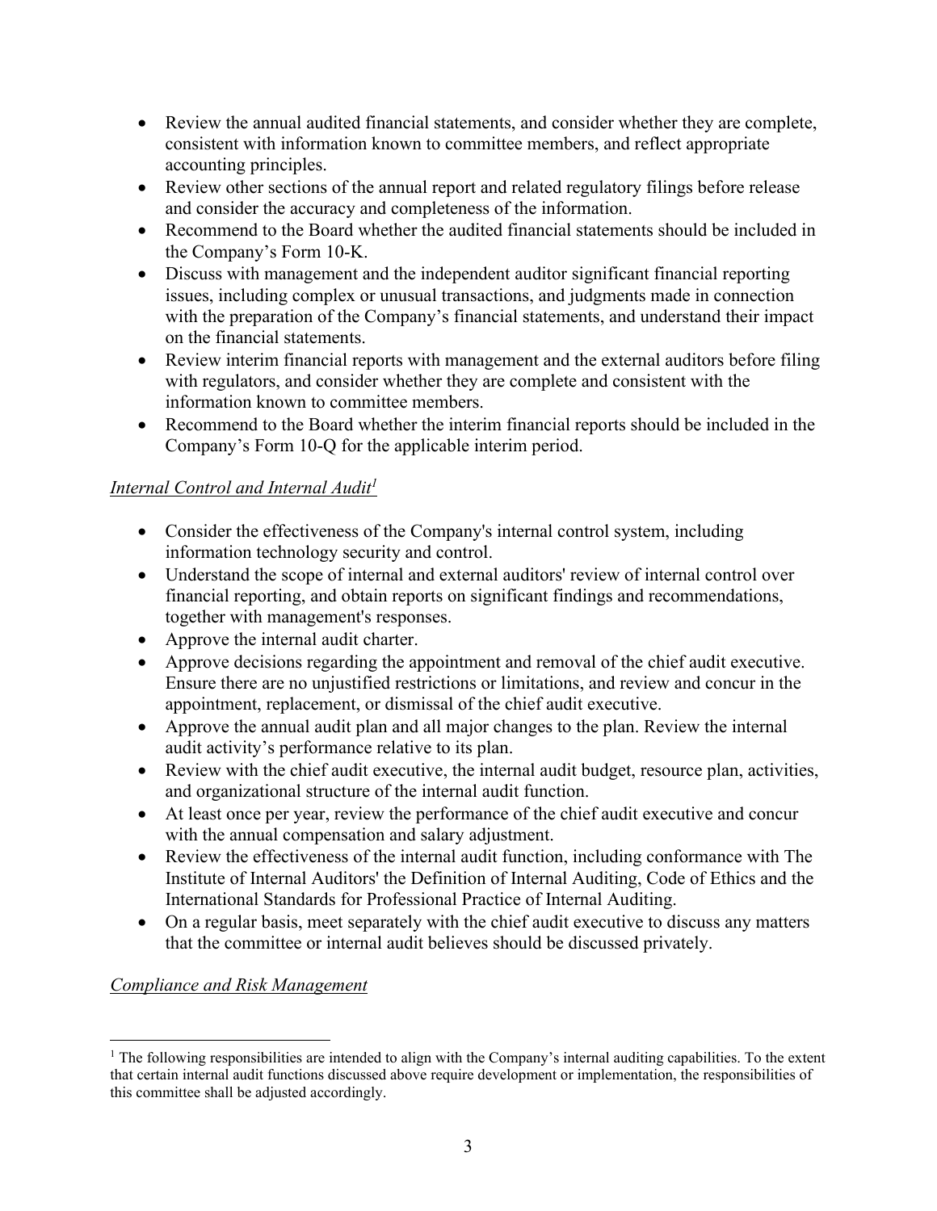- Review the annual audited financial statements, and consider whether they are complete, consistent with information known to committee members, and reflect appropriate accounting principles.
- Review other sections of the annual report and related regulatory filings before release and consider the accuracy and completeness of the information.
- Recommend to the Board whether the audited financial statements should be included in the Company's Form 10-K.
- Discuss with management and the independent auditor significant financial reporting issues, including complex or unusual transactions, and judgments made in connection with the preparation of the Company's financial statements, and understand their impact on the financial statements.
- Review interim financial reports with management and the external auditors before filing with regulators, and consider whether they are complete and consistent with the information known to committee members.
- Recommend to the Board whether the interim financial reports should be included in the Company's Form 10-Q for the applicable interim period.

*Internal Control and Internal Audit*[1]

- Consider the effectiveness of the Company's internal control system, including information technology security and control.
- Understand the scope of internal and external auditors' review of internal control over financial reporting, and obtain reports on significant findings and recommendations, together with management's responses.
- Approve the internal audit charter.
- Approve decisions regarding the appointment and removal of the chief audit executive. Ensure there are no unjustified restrictions or limitations, and review and concur in the appointment, replacement, or dismissal of the chief audit executive.
- Approve the annual audit plan and all major changes to the plan. Review the internal audit activity's performance relative to its plan.
- Review with the chief audit executive, the internal audit budget, resource plan, activities, and organizational structure of the internal audit function.
- At least once per year, review the performance of the chief audit executive and concur with the annual compensation and salary adjustment.
- Review the effectiveness of the internal audit function, including conformance with The Institute of Internal Auditors' the Definition of Internal Auditing, Code of Ethics and the International Standards for Professional Practice of Internal Auditing.
- On a regular basis, meet separately with the chief audit executive to discuss any matters that the committee or internal audit believes should be discussed privately.

*Compliance and Risk Management*

[1] The following responsibilities are intended to align with the Company's internal auditing capabilities. To the extent that certain internal audit functions discussed above require development or implementation, the responsibilities of this committee shall be adjusted accordingly.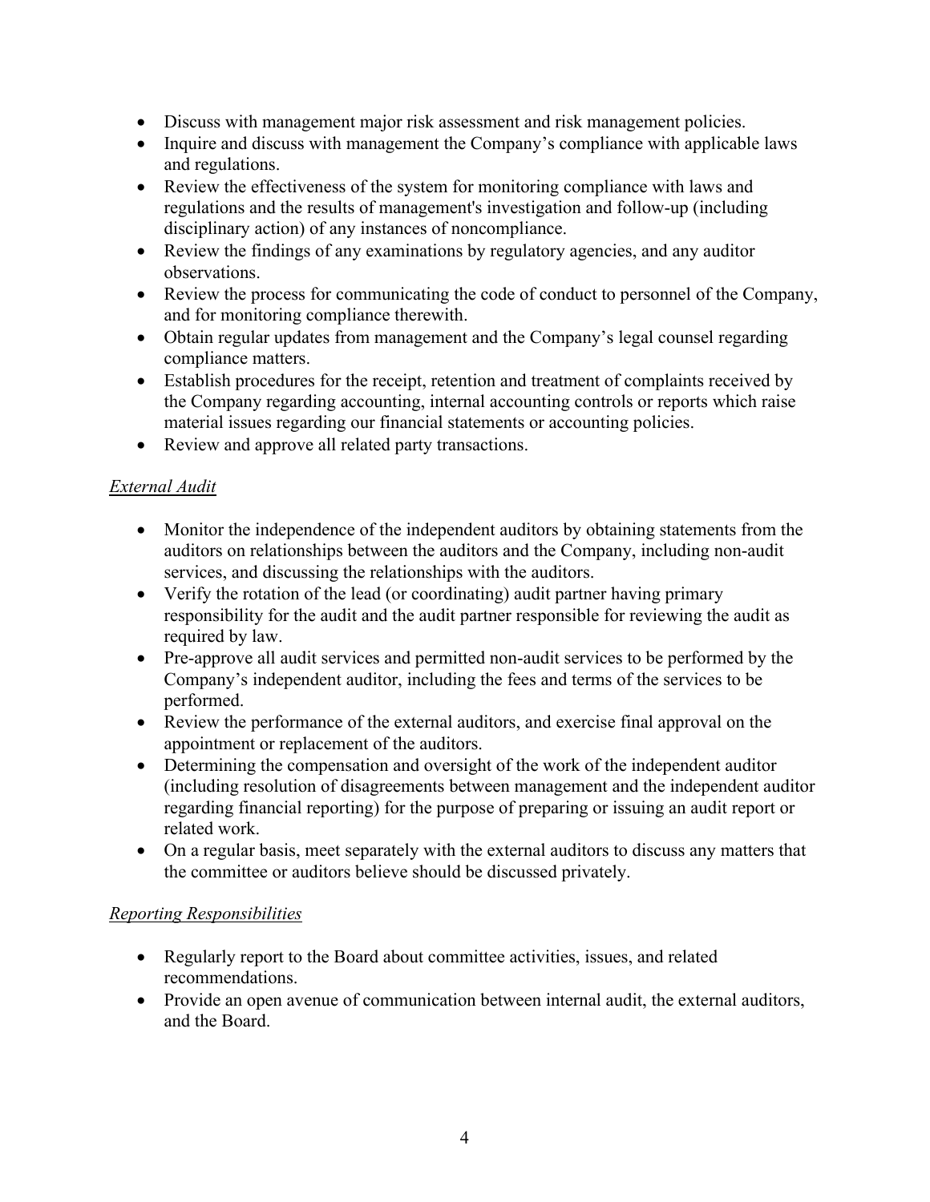- Discuss with management major risk assessment and risk management policies.
- Inquire and discuss with management the Company's compliance with applicable laws and regulations.
- Review the effectiveness of the system for monitoring compliance with laws and regulations and the results of management's investigation and follow-up (including disciplinary action) of any instances of noncompliance.
- Review the findings of any examinations by regulatory agencies, and any auditor observations.
- Review the process for communicating the code of conduct to personnel of the Company, and for monitoring compliance therewith.
- Obtain regular updates from management and the Company's legal counsel regarding compliance matters.
- Establish procedures for the receipt, retention and treatment of complaints received by the Company regarding accounting, internal accounting controls or reports which raise material issues regarding our financial statements or accounting policies.
- Review and approve all related party transactions.

*External Audit*

- Monitor the independence of the independent auditors by obtaining statements from the auditors on relationships between the auditors and the Company, including non-audit services, and discussing the relationships with the auditors.
- Verify the rotation of the lead (or coordinating) audit partner having primary responsibility for the audit and the audit partner responsible for reviewing the audit as required by law.
- Pre-approve all audit services and permitted non-audit services to be performed by the Company's independent auditor, including the fees and terms of the services to be performed.
- Review the performance of the external auditors, and exercise final approval on the appointment or replacement of the auditors.
- Determining the compensation and oversight of the work of the independent auditor (including resolution of disagreements between management and the independent auditor regarding financial reporting) for the purpose of preparing or issuing an audit report or related work.
- On a regular basis, meet separately with the external auditors to discuss any matters that the committee or auditors believe should be discussed privately.

*Reporting Responsibilities*

- Regularly report to the Board about committee activities, issues, and related recommendations.
- Provide an open avenue of communication between internal audit, the external auditors, and the Board.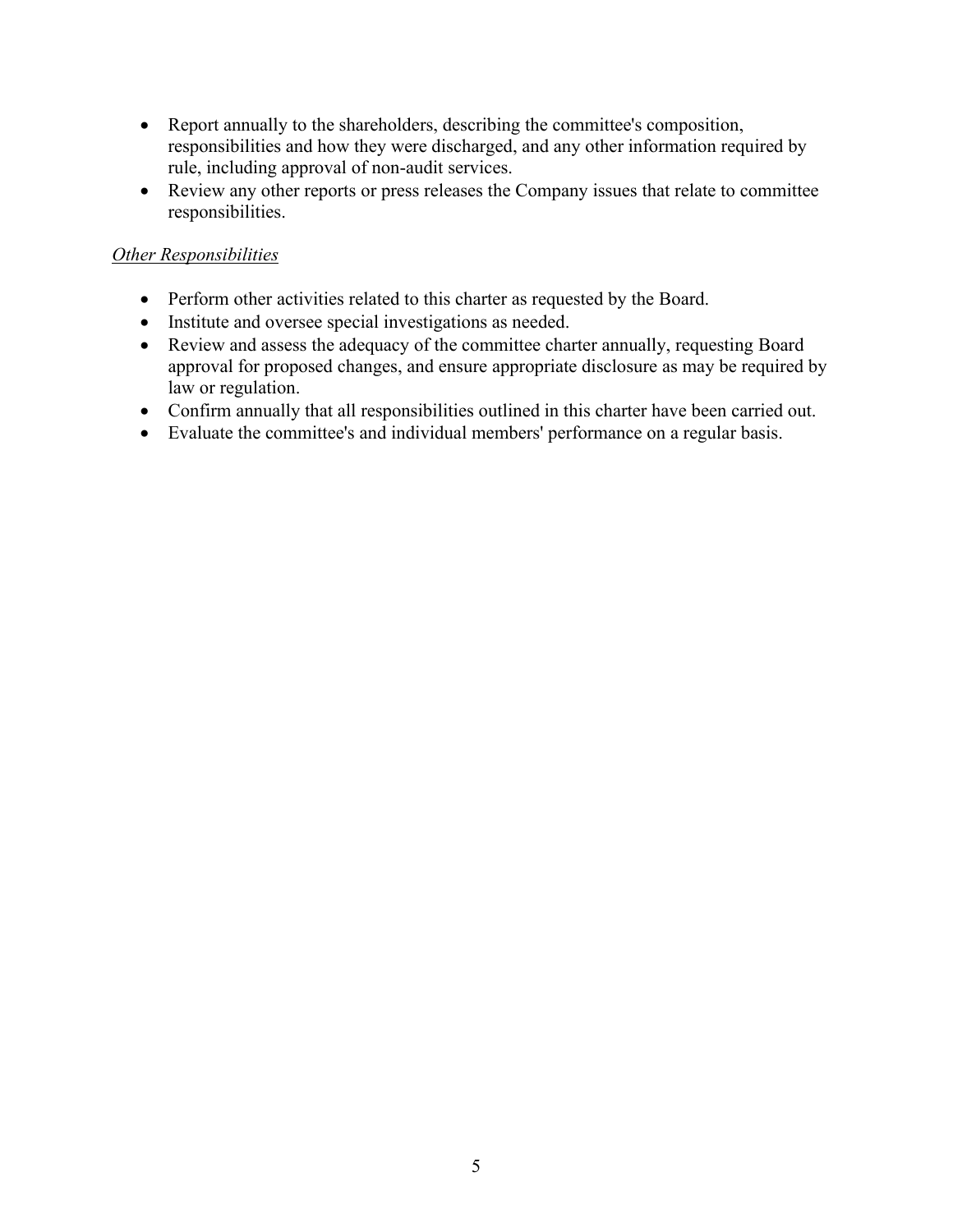- Report annually to the shareholders, describing the committee's composition, responsibilities and how they were discharged, and any other information required by rule, including approval of non-audit services.
- Review any other reports or press releases the Company issues that relate to committee responsibilities.

*Other Responsibilities*

- Perform other activities related to this charter as requested by the Board.
- Institute and oversee special investigations as needed.
- Review and assess the adequacy of the committee charter annually, requesting Board approval for proposed changes, and ensure appropriate disclosure as may be required by law or regulation.
- Confirm annually that all responsibilities outlined in this charter have been carried out.
- Evaluate the committee's and individual members' performance on a regular basis.